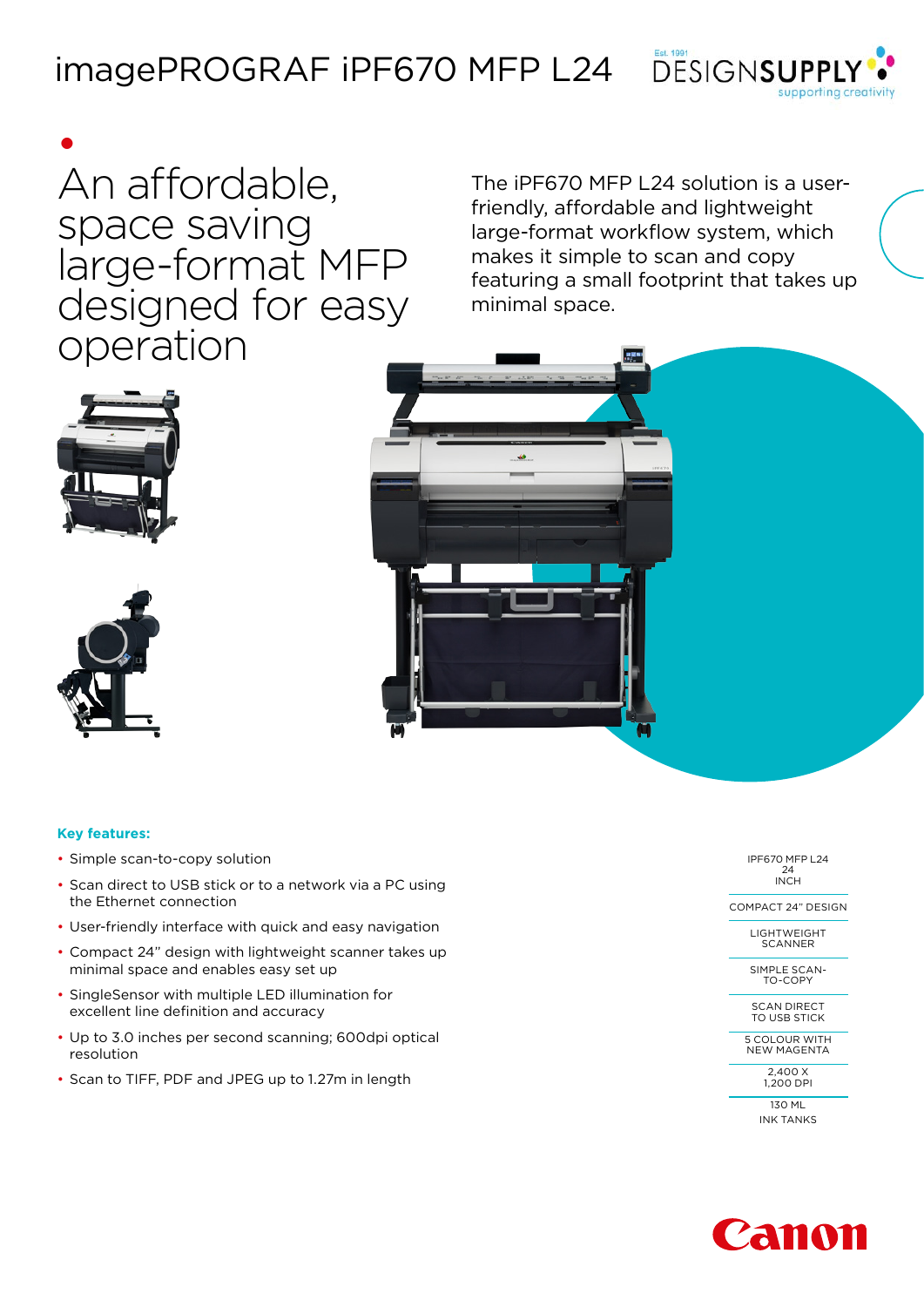# imagePROGRAF iPF670 MFP L24

Est. 1991 DESIGNSUPPLY supporting creativity

## An affordable, space saving large-format MFP designed for easy operation

The iPF670 MFP L24 solution is a user-friendly, affordable and lightweight large-format workflow system, which makes it simple to scan and copy featuring a small footprint that takes up minimal space.

**Key features:**

- Simple scan-to-copy solution
- Scan direct to USB stick or to a network via a PC using the Ethernet connection
- User-friendly interface with quick and easy navigation
- Compact 24" design with lightweight scanner takes up minimal space and enables easy set up
- SingleSensor with multiple LED illumination for excellent line definition and accuracy
- Up to 3.0 inches per second scanning; 600dpi optical resolution
- Scan to TIFF, PDF and JPEG up to 1.27m in length

IPF670 MFP L24
24
INCH

COMPACT 24" DESIGN

LIGHTWEIGHT SCANNER

SIMPLE SCAN-TO-COPY

SCAN DIRECT TO USB STICK

5 COLOUR WITH NEW MAGENTA

2,400 X 1,200 DPI

130 ML INK TANKS

Canon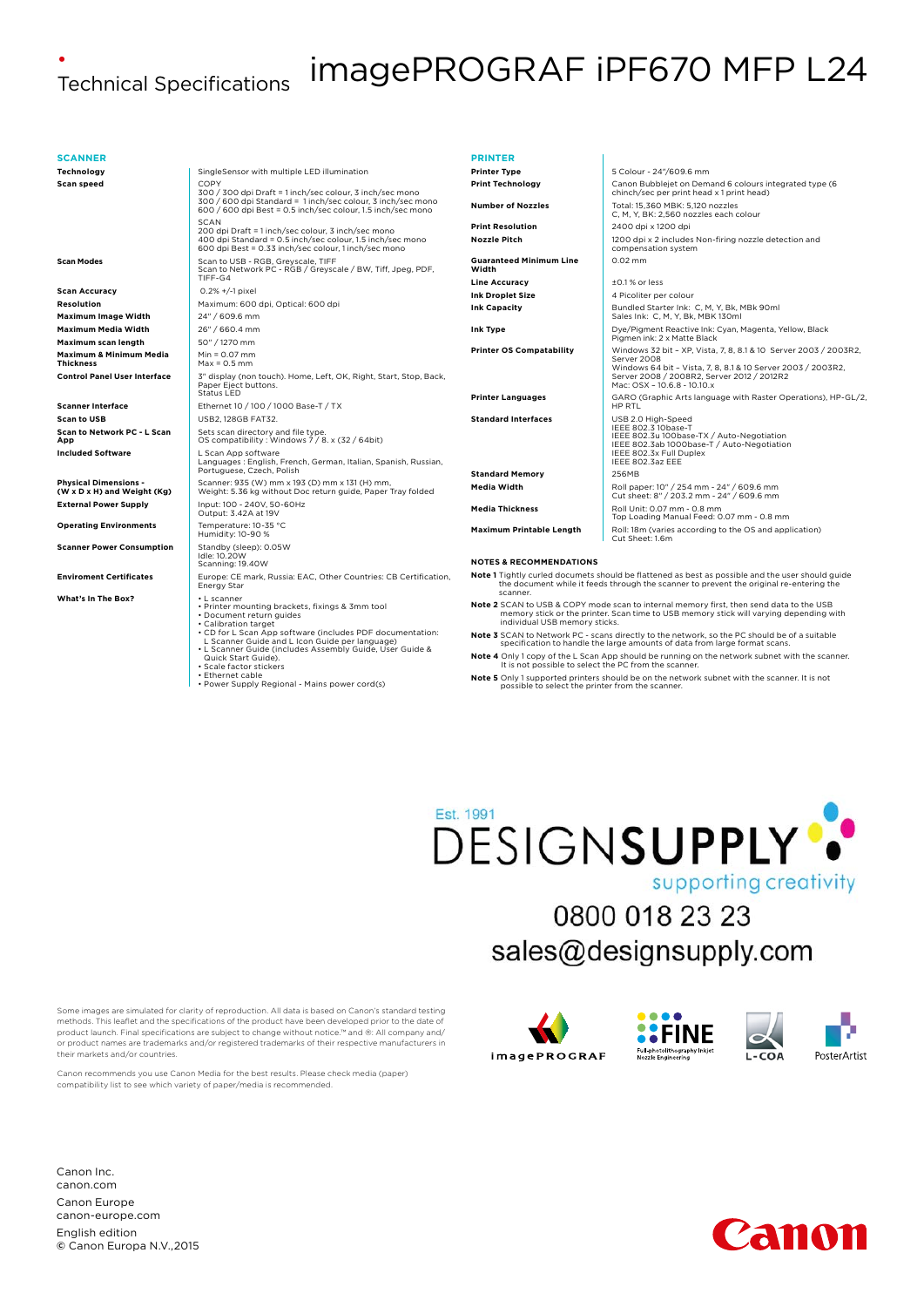# Technical Specifications

# imagePROGRAF iPF670 MFP L24

## SCANNER

| | |
|---|---|
| **Technology** | SingleSensor with multiple LED illumination |
| **Scan speed** | COPY<br>300 / 300 dpi Draft = 1 inch/sec colour, 3 inch/sec mono<br>300 / 600 dpi Standard = 1 inch/sec colour, 3 inch/sec mono<br>600 / 600 dpi Best = 0.5 inch/sec colour, 1.5 inch/sec mono<br>SCAN<br>200 dpi Draft = 1 inch/sec colour, 3 inch/sec mono<br>400 dpi Standard = 0.5 inch/sec colour, 1.5 inch/sec mono<br>600 dpi Best = 0.33 inch/sec colour, 1 inch/sec mono |
| **Scan Modes** | Scan to USB - RGB, Greyscale, TIFF<br>Scan to Network PC - RGB / Greyscale / BW, Tiff, Jpeg, PDF, TIFF-G4 |
| **Scan Accuracy** | 0.2% +/-1 pixel |
| **Resolution** | Maximum: 600 dpi, Optical: 600 dpi |
| **Maximum Image Width** | 24" / 609.6 mm |
| **Maximum Media Width** | 26" / 660.4 mm |
| **Maximum scan length** | 50" / 1270 mm |
| **Maximum & Minimum Media Thickness** | Min = 0.07 mm<br>Max = 0.5 mm |
| **Control Panel User Interface** | 3" display (non touch). Home, Left, OK, Right, Start, Stop, Back, Paper Eject buttons.<br>Status LED |
| **Scanner Interface** | Ethernet 10 / 100 / 1000 Base-T / TX |
| **Scan to USB** | USB2, 128GB FAT32. |
| **Scan to Network PC - L Scan App** | Sets scan directory and file type.<br>OS compatibility : Windows 7 / 8. x (32 / 64bit) |
| **Included Software** | L Scan App software<br>Languages : English, French, German, Italian, Spanish, Russian, Portuguese, Czech, Polish |
| **Physical Dimensions - (W x D x H) and Weight (Kg)** | Scanner: 935 (W) mm x 193 (D) mm x 131 (H) mm,<br>Weight: 5.36 kg without Doc return guide, Paper Tray folded |
| **External Power Supply** | Input: 100 - 240V, 50-60Hz<br>Output: 3.42A at 19V |
| **Operating Environments** | Temperature: 10-35 °C<br>Humidity: 10-90 % |
| **Scanner Power Consumption** | Standby (sleep): 0.05W<br>Idle: 10.20W<br>Scanning: 19.40W |
| **Enviroment Certificates** | Europe: CE mark, Russia: EAC, Other Countries: CB Certification, Energy Star |
| **What's In The Box?** | • L scanner<br>• Printer mounting brackets, fixings & 3mm tool<br>• Document return guides<br>• Calibration target<br>• CD for L Scan App software (includes PDF documentation: L Scanner Guide and L Icon Guide per language)<br>• L Scanner Guide (includes Assembly Guide, User Guide & Quick Start Guide).<br>• Scale factor stickers<br>• Ethernet cable<br>• Power Supply Regional - Mains power cord(s) |

## PRINTER

| | |
|---|---|
| **Printer Type** | 5 Colour - 24"/609.6 mm |
| **Print Technology** | Canon Bubblejet on Demand 6 colours integrated type (6 chinch/sec per print head x 1 print head) |
| **Number of Nozzles** | Total: 15,360 MBK: 5,120 nozzles<br>C, M, Y, BK: 2,560 nozzles each colour |
| **Print Resolution** | 2400 dpi x 1200 dpi |
| **Nozzle Pitch** | 1200 dpi x 2 includes Non-firing nozzle detection and compensation system |
| **Guaranteed Minimum Line Width** | 0.02 mm |
| **Line Accuracy** | ±0.1 % or less |
| **Ink Droplet Size** | 4 Picoliter per colour |
| **Ink Capacity** | Bundled Starter Ink: C, M, Y, Bk, MBk 90ml<br>Sales Ink: C, M, Y, Bk, MBK 130ml |
| **Ink Type** | Dye/Pigment Reactive Ink: Cyan, Magenta, Yellow, Black<br>Pigmen ink: 2 x Matte Black |
| **Printer OS Compatability** | Windows 32 bit – XP, Vista, 7, 8, 8.1 & 10 Server 2003 / 2003R2, Server 2008<br>Windows 64 bit – Vista, 7, 8, 8.1 & 10 Server 2003 / 2003R2, Server 2008 / 2008R2, Server 2012 / 2012R2<br>Mac: OSX - 10.6.8 - 10.10.x |
| **Printer Languages** | GARO (Graphic Arts language with Raster Operations), HP-GL/2, HP RTL |
| **Standard Interfaces** | USB 2.0 High-Speed<br>IEEE 802.3 10base-T<br>IEEE 802.3u 100base-TX / Auto-Negotiation<br>IEEE 802.3ab 1000base-T / Auto-Negotiation<br>IEEE 802.3x Full Duplex<br>IEEE 802.3az EEE |
| **Standard Memory** | 256MB |
| **Media Width** | Roll paper: 10" / 254 mm - 24" / 609.6 mm<br>Cut sheet: 8" / 203.2 mm - 24" / 609.6 mm |
| **Media Thickness** | Roll Unit: 0.07 mm - 0.8 mm<br>Top Loading Manual Feed: 0.07 mm - 0.8 mm |
| **Maximum Printable Length** | Roll: 18m (varies according to the OS and application)<br>Cut Sheet: 1.6m |

### NOTES & RECOMMENDATIONS

**Note 1** Tightly curled docuemts should be flattened as best as possible and the user should guide the document while it feeds through the scanner to prevent the original re-entering the scanner.

**Note 2** SCAN to USB & COPY mode scan to internal memory first, then send data to the USB memory stick or the printer. Scan time to USB memory stick will varying depending with individual USB memory sticks.

**Note 3** SCAN to Network PC - scans directly to the network, so the PC should be of a suitable specification to handle the large amounts of data from large format scans.

**Note 4** Only 1 copy of the L Scan App should be running on the network subnet with the scanner. It is not possible to select the PC from the scanner.

**Note 5** Only 1 supported printers should be on the network subnet with the scanner. It is not possible to select the printer from the scanner.

Est. 1991
DESIGNSUPPLY
supporting creativity
0800 018 23 23
sales@designsupply.com

Some images are simulated for clarity of reproduction. All data is based on Canon's standard testing methods. This leaflet and the specifications of the product have been developed prior to the date of product launch. Final specifications are subject to change without notice.™ and ®: All company and/or product names are trademarks and/or registered trademarks of their respective manufacturers in their markets and/or countries.

Canon recommends you use Canon Media for the best results. Please check media (paper) compatibility list to see which variety of paper/media is recommended.

imagePROGRAF | FINE Full-photolithography Inkjet Nozzle Engineering | L-COA | PosterArtist

Canon Inc.
canon.com

Canon Europe
canon-europe.com

English edition
© Canon Europa N.V.,2015

Canon